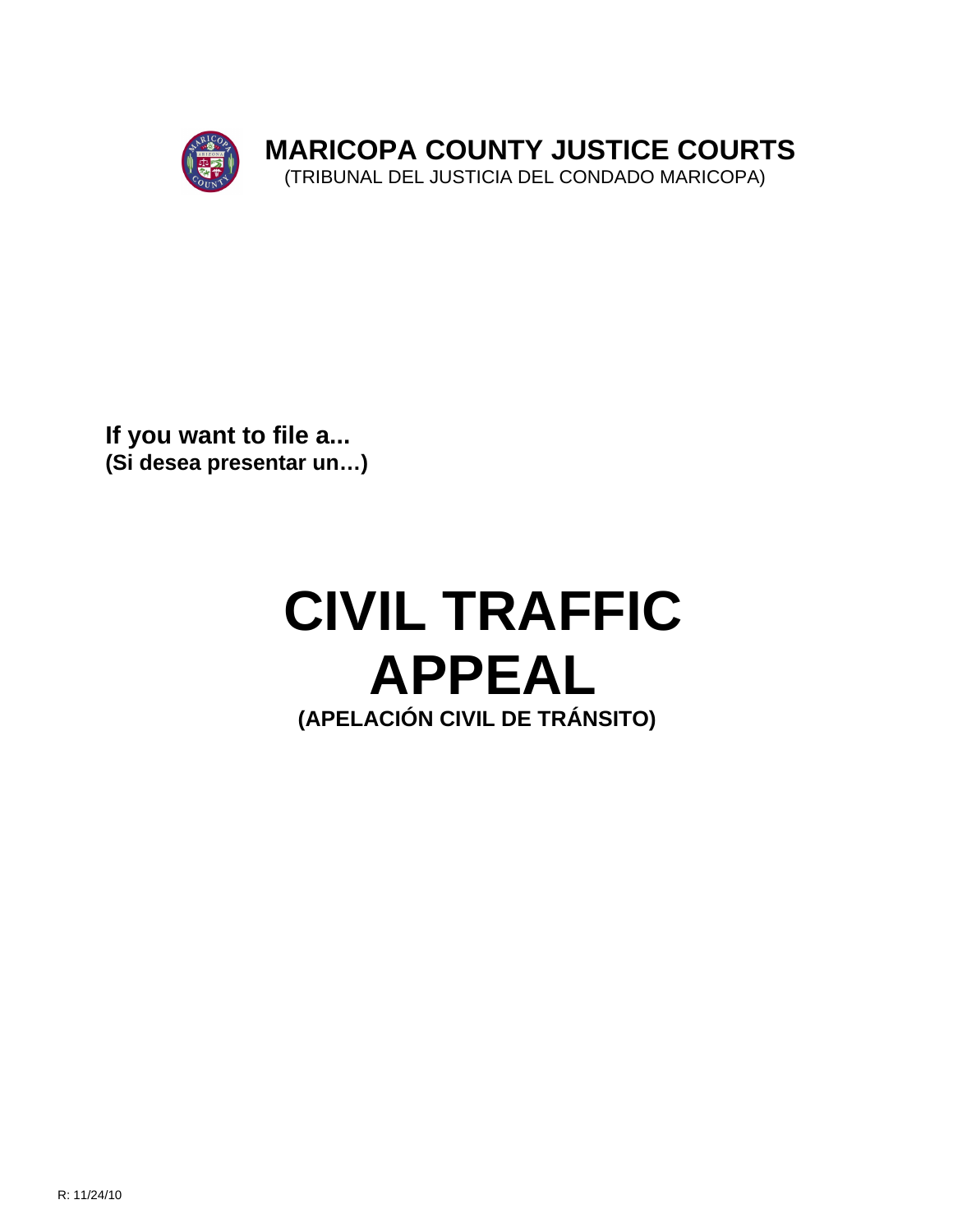# MARICOPA COUNTY JUSTICE COURTS

(TRIBUNAL DEL JUSTICIA DEL CONDADO MARICOPA)

**If you want to file a...**
**(Si desea presentar un…)**

# CIVIL TRAFFIC APPEAL

**(APELACIÓN CIVIL DE TRÁNSITO)**

R: 11/24/10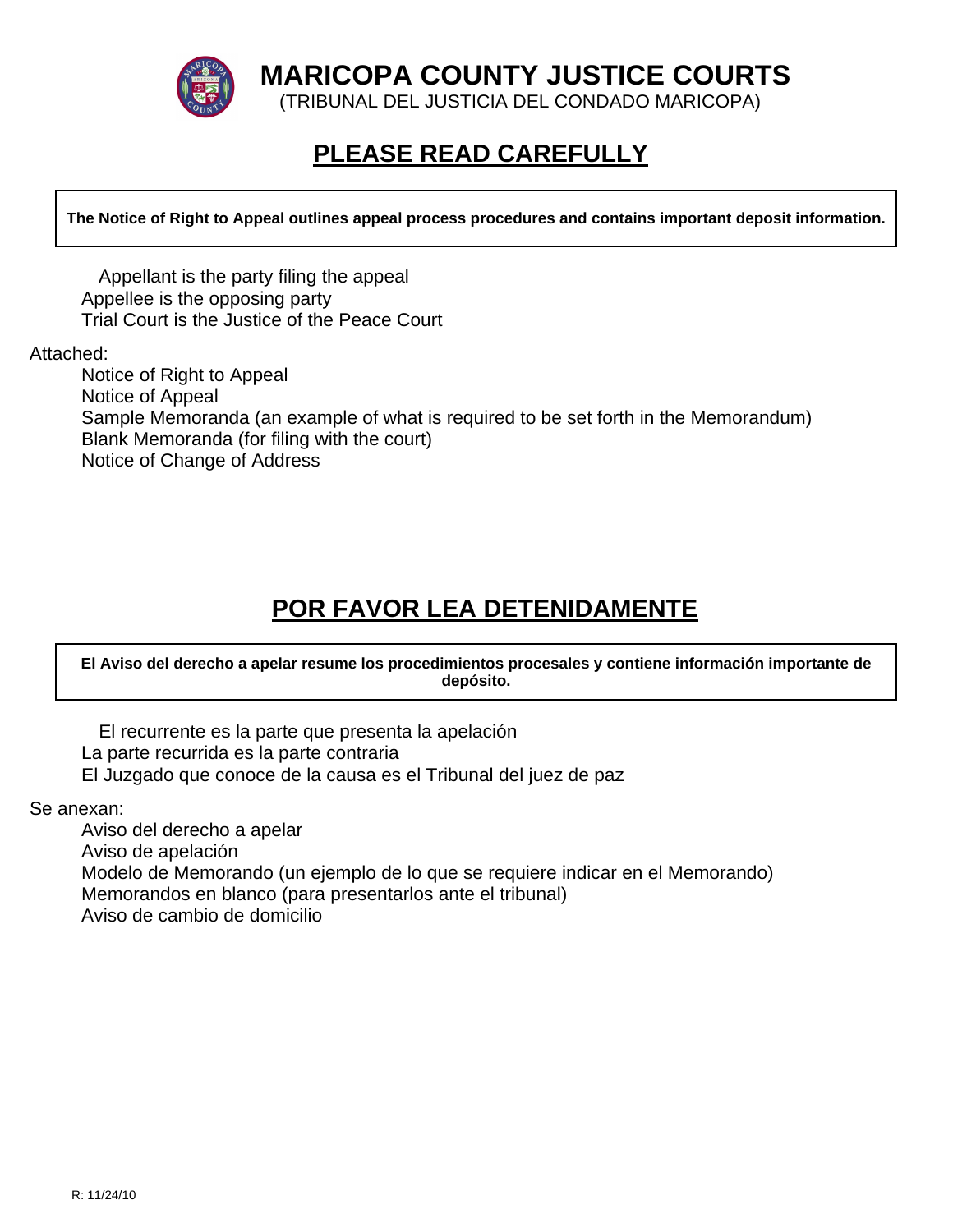# MARICOPA COUNTY JUSTICE COURTS

(TRIBUNAL DEL JUSTICIA DEL CONDADO MARICOPA)

## PLEASE READ CAREFULLY

**The Notice of Right to Appeal outlines appeal process procedures and contains important deposit information.**

Appellant is the party filing the appeal
Appellee is the opposing party
Trial Court is the Justice of the Peace Court

Attached:

- Notice of Right to Appeal
- Notice of Appeal
- Sample Memoranda (an example of what is required to be set forth in the Memorandum)
- Blank Memoranda (for filing with the court)
- Notice of Change of Address

## POR FAVOR LEA DETENIDAMENTE

**El Aviso del derecho a apelar resume los procedimientos procesales y contiene información importante de depósito.**

El recurrente es la parte que presenta la apelación
La parte recurrida es la parte contraria
El Juzgado que conoce de la causa es el Tribunal del juez de paz

Se anexan:

- Aviso del derecho a apelar
- Aviso de apelación
- Modelo de Memorando (un ejemplo de lo que se requiere indicar en el Memorando)
- Memorandos en blanco (para presentarlos ante el tribunal)
- Aviso de cambio de domicilio

R: 11/24/10